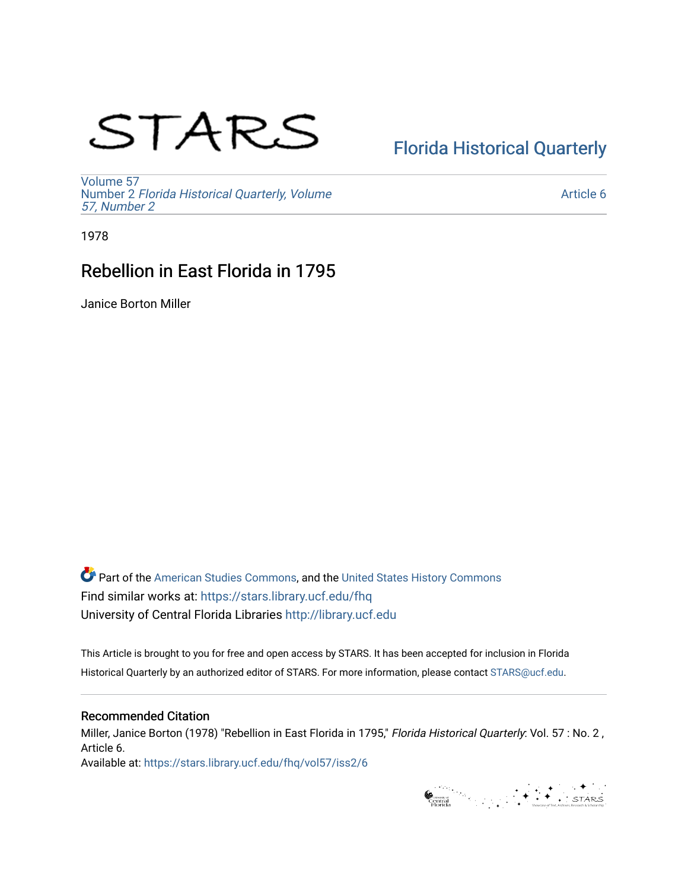STARS

Florida Historical Quarterly

Volume 57
Number 2 *Florida Historical Quarterly, Volume 57, Number 2*

Article 6

1978

# Rebellion in East Florida in 1795

Janice Borton Miller

Part of the American Studies Commons, and the United States History Commons
Find similar works at: https://stars.library.ucf.edu/fhq
University of Central Florida Libraries http://library.ucf.edu

This Article is brought to you for free and open access by STARS. It has been accepted for inclusion in Florida Historical Quarterly by an authorized editor of STARS. For more information, please contact STARS@ucf.edu.

## Recommended Citation

Miller, Janice Borton (1978) "Rebellion in East Florida in 1795," *Florida Historical Quarterly*: Vol. 57 : No. 2 , Article 6.
Available at: https://stars.library.ucf.edu/fhq/vol57/iss2/6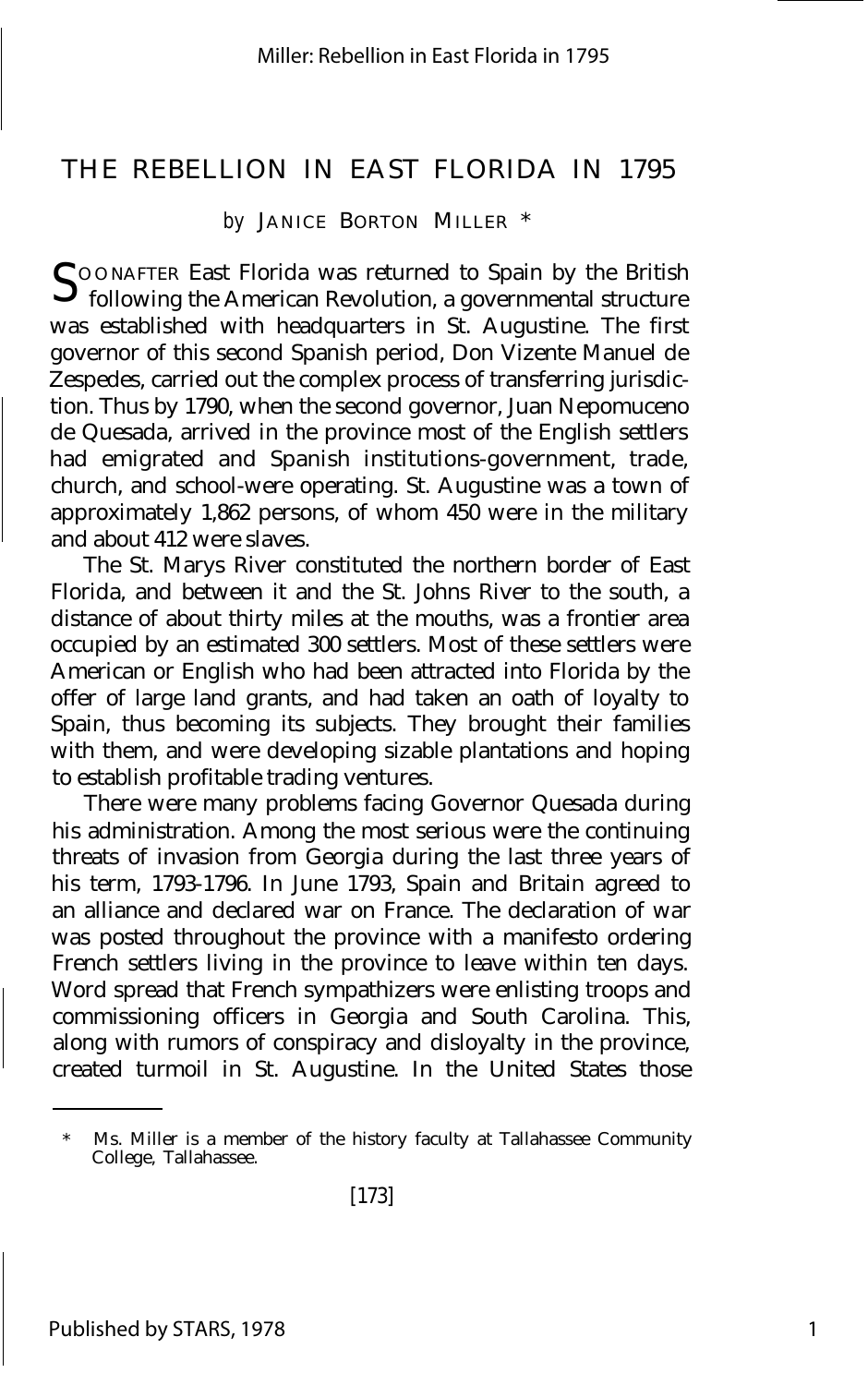# THE REBELLION IN EAST FLORIDA IN 1795

*by* JANICE BORTON MILLER *

SOON AFTER East Florida was returned to Spain by the British following the American Revolution, a governmental structure was established with headquarters in St. Augustine. The first governor of this second Spanish period, Don Vizente Manuel de Zespedes, carried out the complex process of transferring jurisdiction. Thus by 1790, when the second governor, Juan Nepomuceno de Quesada, arrived in the province most of the English settlers had emigrated and Spanish institutions-government, trade, church, and school-were operating. St. Augustine was a town of approximately 1,862 persons, of whom 450 were in the military and about 412 were slaves.

The St. Marys River constituted the northern border of East Florida, and between it and the St. Johns River to the south, a distance of about thirty miles at the mouths, was a frontier area occupied by an estimated 300 settlers. Most of these settlers were American or English who had been attracted into Florida by the offer of large land grants, and had taken an oath of loyalty to Spain, thus becoming its subjects. They brought their families with them, and were developing sizable plantations and hoping to establish profitable trading ventures.

There were many problems facing Governor Quesada during his administration. Among the most serious were the continuing threats of invasion from Georgia during the last three years of his term, 1793-1796. In June 1793, Spain and Britain agreed to an alliance and declared war on France. The declaration of war was posted throughout the province with a manifesto ordering French settlers living in the province to leave within ten days. Word spread that French sympathizers were enlisting troops and commissioning officers in Georgia and South Carolina. This, along with rumors of conspiracy and disloyalty in the province, created turmoil in St. Augustine. In the United States those

---

\* Ms. Miller is a member of the history faculty at Tallahassee Community College, Tallahassee.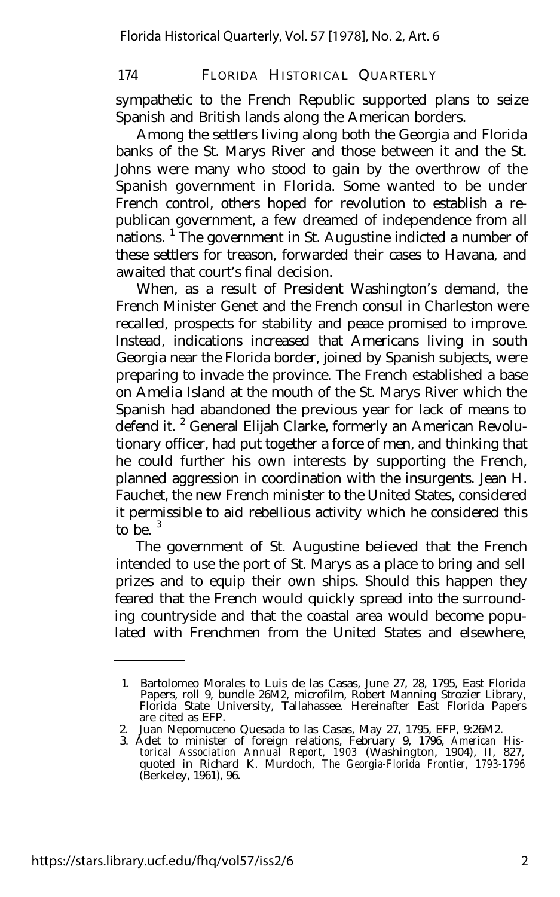sympathetic to the French Republic supported plans to seize Spanish and British lands along the American borders.

Among the settlers living along both the Georgia and Florida banks of the St. Marys River and those between it and the St. Johns were many who stood to gain by the overthrow of the Spanish government in Florida. Some wanted to be under French control, others hoped for revolution to establish a republican government, a few dreamed of independence from all nations. [1] The government in St. Augustine indicted a number of these settlers for treason, forwarded their cases to Havana, and awaited that court's final decision.

When, as a result of President Washington's demand, the French Minister Genet and the French consul in Charleston were recalled, prospects for stability and peace promised to improve. Instead, indications increased that Americans living in south Georgia near the Florida border, joined by Spanish subjects, were preparing to invade the province. The French established a base on Amelia Island at the mouth of the St. Marys River which the Spanish had abandoned the previous year for lack of means to defend it. [2] General Elijah Clarke, formerly an American Revolutionary officer, had put together a force of men, and thinking that he could further his own interests by supporting the French, planned aggression in coordination with the insurgents. Jean H. Fauchet, the new French minister to the United States, considered it permissible to aid rebellious activity which he considered this to be. [3]

The government of St. Augustine believed that the French intended to use the port of St. Marys as a place to bring and sell prizes and to equip their own ships. Should this happen they feared that the French would quickly spread into the surrounding countryside and that the coastal area would become populated with Frenchmen from the United States and elsewhere,

---

1. Bartolomeo Morales to Luis de las Casas, June 27, 28, 1795, East Florida Papers, roll 9, bundle 26M2, microfilm, Robert Manning Strozier Library, Florida State University, Tallahassee. Hereinafter East Florida Papers are cited as EFP.
2. Juan Nepomuceno Quesada to las Casas, May 27, 1795, EFP, 9:26M2.
3. Adet to minister of foreign relations, February 9, 1796, *American Historical Association Annual Report, 1903* (Washington, 1904), II, 827, quoted in Richard K. Murdoch, *The Georgia-Florida Frontier, 1793-1796* (Berkeley, 1961), 96.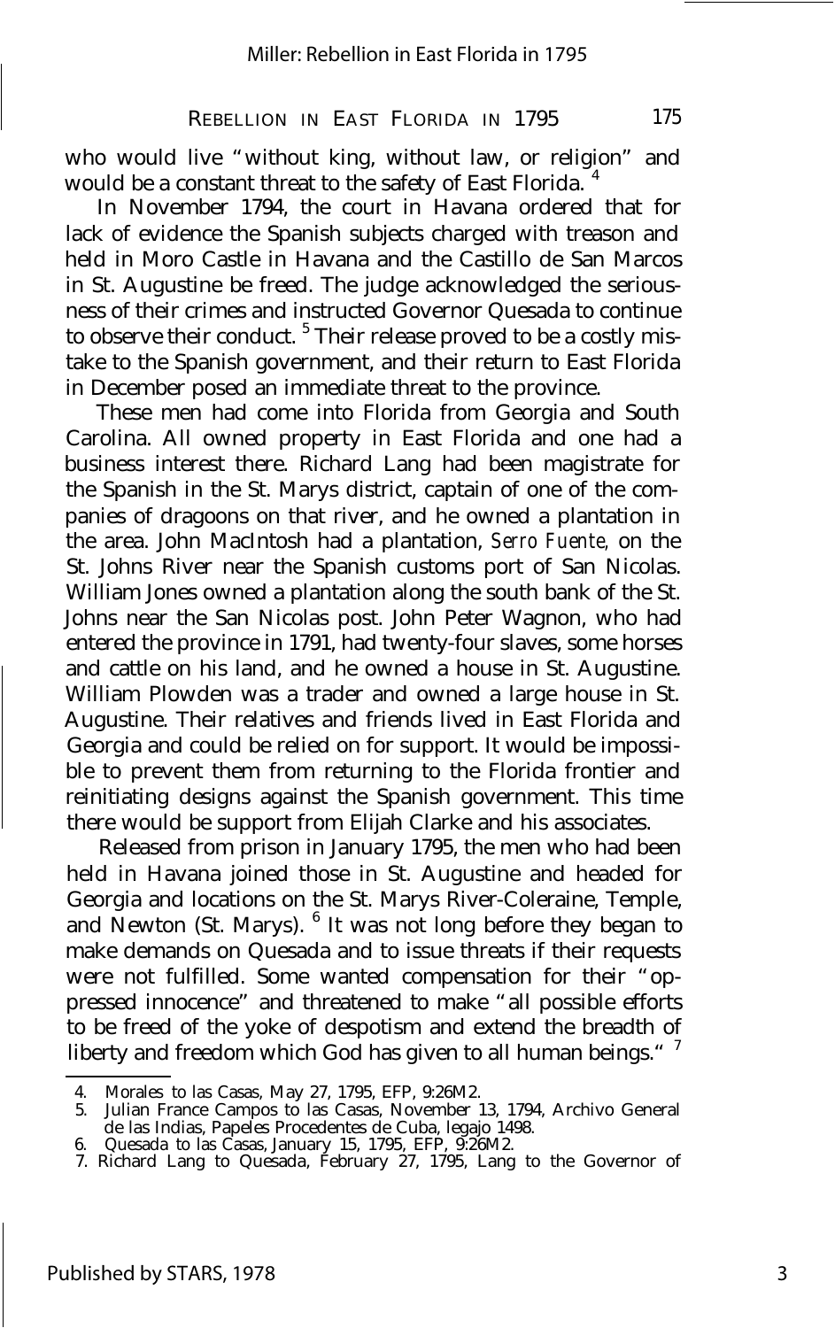who would live "without king, without law, or religion" and would be a constant threat to the safety of East Florida. [4]

In November 1794, the court in Havana ordered that for lack of evidence the Spanish subjects charged with treason and held in Moro Castle in Havana and the Castillo de San Marcos in St. Augustine be freed. The judge acknowledged the seriousness of their crimes and instructed Governor Quesada to continue to observe their conduct. [5] Their release proved to be a costly mistake to the Spanish government, and their return to East Florida in December posed an immediate threat to the province.

These men had come into Florida from Georgia and South Carolina. All owned property in East Florida and one had a business interest there. Richard Lang had been magistrate for the Spanish in the St. Marys district, captain of one of the companies of dragoons on that river, and he owned a plantation in the area. John MacIntosh had a plantation, *Serro Fuente,* on the St. Johns River near the Spanish customs port of San Nicolas. William Jones owned a plantation along the south bank of the St. Johns near the San Nicolas post. John Peter Wagnon, who had entered the province in 1791, had twenty-four slaves, some horses and cattle on his land, and he owned a house in St. Augustine. William Plowden was a trader and owned a large house in St. Augustine. Their relatives and friends lived in East Florida and Georgia and could be relied on for support. It would be impossible to prevent them from returning to the Florida frontier and reinitiating designs against the Spanish government. This time there would be support from Elijah Clarke and his associates.

Released from prison in January 1795, the men who had been held in Havana joined those in St. Augustine and headed for Georgia and locations on the St. Marys River-Coleraine, Temple, and Newton (St. Marys). [6] It was not long before they began to make demands on Quesada and to issue threats if their requests were not fulfilled. Some wanted compensation for their "oppressed innocence" and threatened to make "all possible efforts to be freed of the yoke of despotism and extend the breadth of liberty and freedom which God has given to all human beings." [7]

---

4. Morales to las Casas, May 27, 1795, EFP, 9:26M2.
5. Julian France Campos to las Casas, November 13, 1794, Archivo General de las Indias, Papeles Procedentes de Cuba, legajo 1498.
6. Quesada to las Casas, January 15, 1795, EFP, 9:26M2.
7. Richard Lang to Quesada, February 27, 1795, Lang to the Governor of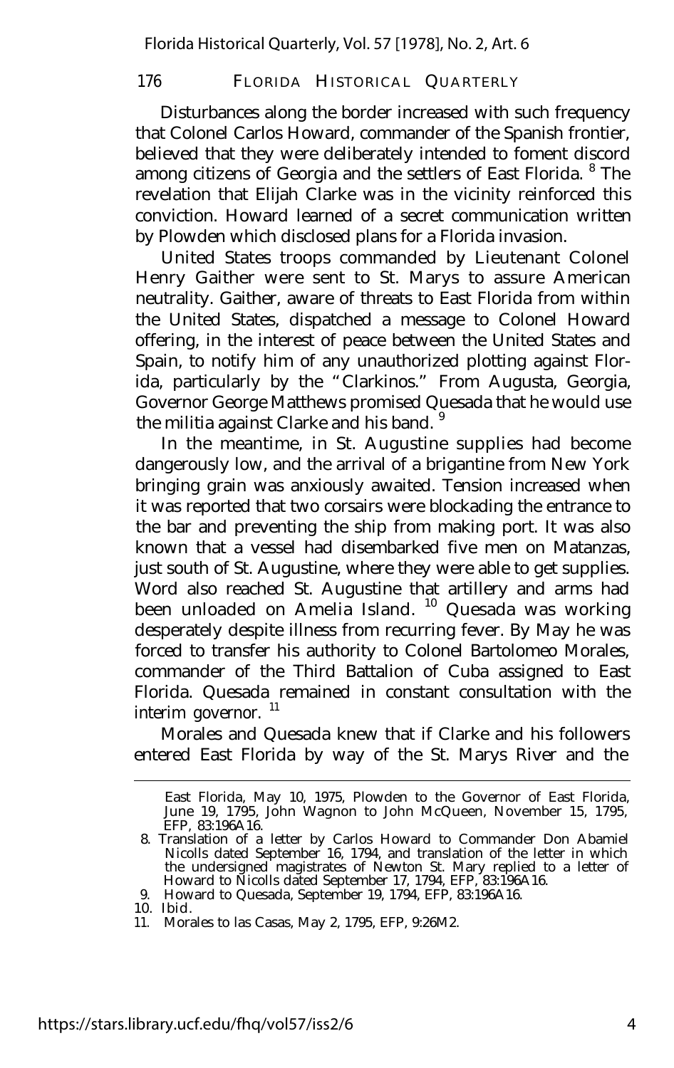Disturbances along the border increased with such frequency that Colonel Carlos Howard, commander of the Spanish frontier, believed that they were deliberately intended to foment discord among citizens of Georgia and the settlers of East Florida. [8] The revelation that Elijah Clarke was in the vicinity reinforced this conviction. Howard learned of a secret communication written by Plowden which disclosed plans for a Florida invasion.

United States troops commanded by Lieutenant Colonel Henry Gaither were sent to St. Marys to assure American neutrality. Gaither, aware of threats to East Florida from within the United States, dispatched a message to Colonel Howard offering, in the interest of peace between the United States and Spain, to notify him of any unauthorized plotting against Florida, particularly by the "Clarkinos." From Augusta, Georgia, Governor George Matthews promised Quesada that he would use the militia against Clarke and his band. [9]

In the meantime, in St. Augustine supplies had become dangerously low, and the arrival of a brigantine from New York bringing grain was anxiously awaited. Tension increased when it was reported that two corsairs were blockading the entrance to the bar and preventing the ship from making port. It was also known that a vessel had disembarked five men on Matanzas, just south of St. Augustine, where they were able to get supplies. Word also reached St. Augustine that artillery and arms had been unloaded on Amelia Island. [10] Quesada was working desperately despite illness from recurring fever. By May he was forced to transfer his authority to Colonel Bartolomeo Morales, commander of the Third Battalion of Cuba assigned to East Florida. Quesada remained in constant consultation with the interim governor. [11]

Morales and Quesada knew that if Clarke and his followers entered East Florida by way of the St. Marys River and the

---

East Florida, May 10, 1975, Plowden to the Governor of East Florida, June 19, 1795, John Wagnon to John McQueen, November 15, 1795, EFP, 83:196A16.

8. Translation of a letter by Carlos Howard to Commander Don Abamiel Nicolls dated September 16, 1794, and translation of the letter in which the undersigned magistrates of Newton St. Mary replied to a letter of Howard to Nicolls dated September 17, 1794, EFP, 83:196A16.
9. Howard to Quesada, September 19, 1794, EFP, 83:196A16.
10. Ibid.
11. Morales to las Casas, May 2, 1795, EFP, 9:26M2.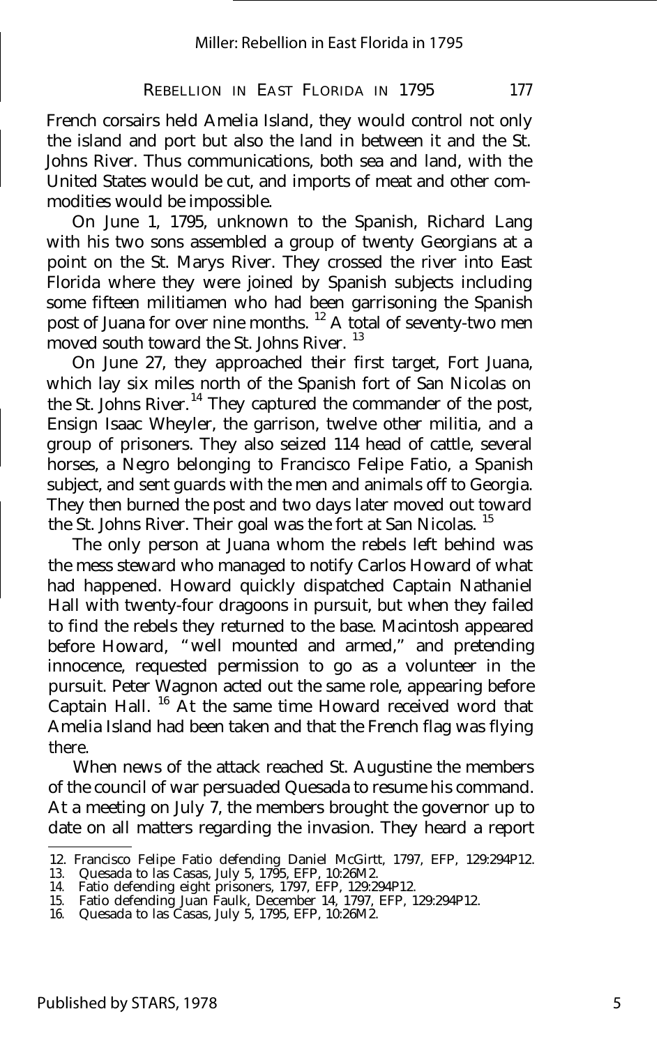French corsairs held Amelia Island, they would control not only the island and port but also the land in between it and the St. Johns River. Thus communications, both sea and land, with the United States would be cut, and imports of meat and other commodities would be impossible.

On June 1, 1795, unknown to the Spanish, Richard Lang with his two sons assembled a group of twenty Georgians at a point on the St. Marys River. They crossed the river into East Florida where they were joined by Spanish subjects including some fifteen militiamen who had been garrisoning the Spanish post of Juana for over nine months. [12] A total of seventy-two men moved south toward the St. Johns River. [13]

On June 27, they approached their first target, Fort Juana, which lay six miles north of the Spanish fort of San Nicolas on the St. Johns River. [14] They captured the commander of the post, Ensign Isaac Wheyler, the garrison, twelve other militia, and a group of prisoners. They also seized 114 head of cattle, several horses, a Negro belonging to Francisco Felipe Fatio, a Spanish subject, and sent guards with the men and animals off to Georgia. They then burned the post and two days later moved out toward the St. Johns River. Their goal was the fort at San Nicolas. [15]

The only person at Juana whom the rebels left behind was the mess steward who managed to notify Carlos Howard of what had happened. Howard quickly dispatched Captain Nathaniel Hall with twenty-four dragoons in pursuit, but when they failed to find the rebels they returned to the base. Macintosh appeared before Howard, "well mounted and armed," and pretending innocence, requested permission to go as a volunteer in the pursuit. Peter Wagnon acted out the same role, appearing before Captain Hall. [16] At the same time Howard received word that Amelia Island had been taken and that the French flag was flying there.

When news of the attack reached St. Augustine the members of the council of war persuaded Quesada to resume his command. At a meeting on July 7, the members brought the governor up to date on all matters regarding the invasion. They heard a report

---

12. Francisco Felipe Fatio defending Daniel McGirtt, 1797, EFP, 129:294P12.
13. Quesada to las Casas, July 5, 1795, EFP, 10:26M2.
14. Fatio defending eight prisoners, 1797, EFP, 129:294P12.
15. Fatio defending Juan Faulk, December 14, 1797, EFP, 129:294P12.
16. Quesada to las Casas, July 5, 1795, EFP, 10:26M2.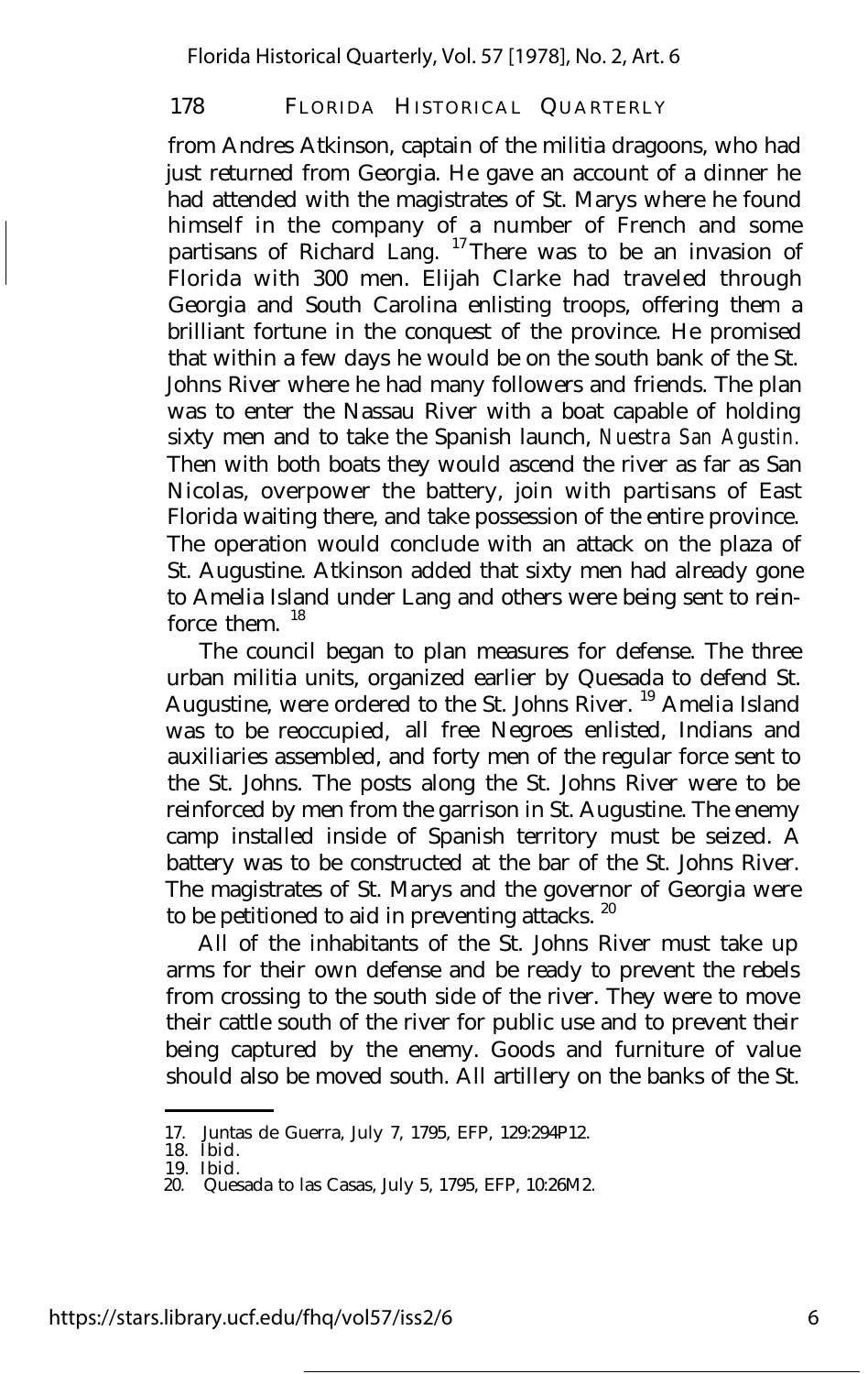from Andres Atkinson, captain of the militia dragoons, who had just returned from Georgia. He gave an account of a dinner he had attended with the magistrates of St. Marys where he found himself in the company of a number of French and some partisans of Richard Lang.[17] There was to be an invasion of Florida with 300 men. Elijah Clarke had traveled through Georgia and South Carolina enlisting troops, offering them a brilliant fortune in the conquest of the province. He promised that within a few days he would be on the south bank of the St. Johns River where he had many followers and friends. The plan was to enter the Nassau River with a boat capable of holding sixty men and to take the Spanish launch, *Nuestra San Agustin.* Then with both boats they would ascend the river as far as San Nicolas, overpower the battery, join with partisans of East Florida waiting there, and take possession of the entire province. The operation would conclude with an attack on the plaza of St. Augustine. Atkinson added that sixty men had already gone to Amelia Island under Lang and others were being sent to reinforce them.[18]

The council began to plan measures for defense. The three urban militia units, organized earlier by Quesada to defend St. Augustine, were ordered to the St. Johns River.[19] Amelia Island was to be reoccupied, all free Negroes enlisted, Indians and auxiliaries assembled, and forty men of the regular force sent to the St. Johns. The posts along the St. Johns River were to be reinforced by men from the garrison in St. Augustine. The enemy camp installed inside of Spanish territory must be seized. A battery was to be constructed at the bar of the St. Johns River. The magistrates of St. Marys and the governor of Georgia were to be petitioned to aid in preventing attacks.[20]

All of the inhabitants of the St. Johns River must take up arms for their own defense and be ready to prevent the rebels from crossing to the south side of the river. They were to move their cattle south of the river for public use and to prevent their being captured by the enemy. Goods and furniture of value should also be moved south. All artillery on the banks of the St.

17. Juntas de Guerra, July 7, 1795, EFP, 129:294P12.
18. *Ibid.*
19. *Ibid.*
20. Quesada to las Casas, July 5, 1795, EFP, 10:26M2.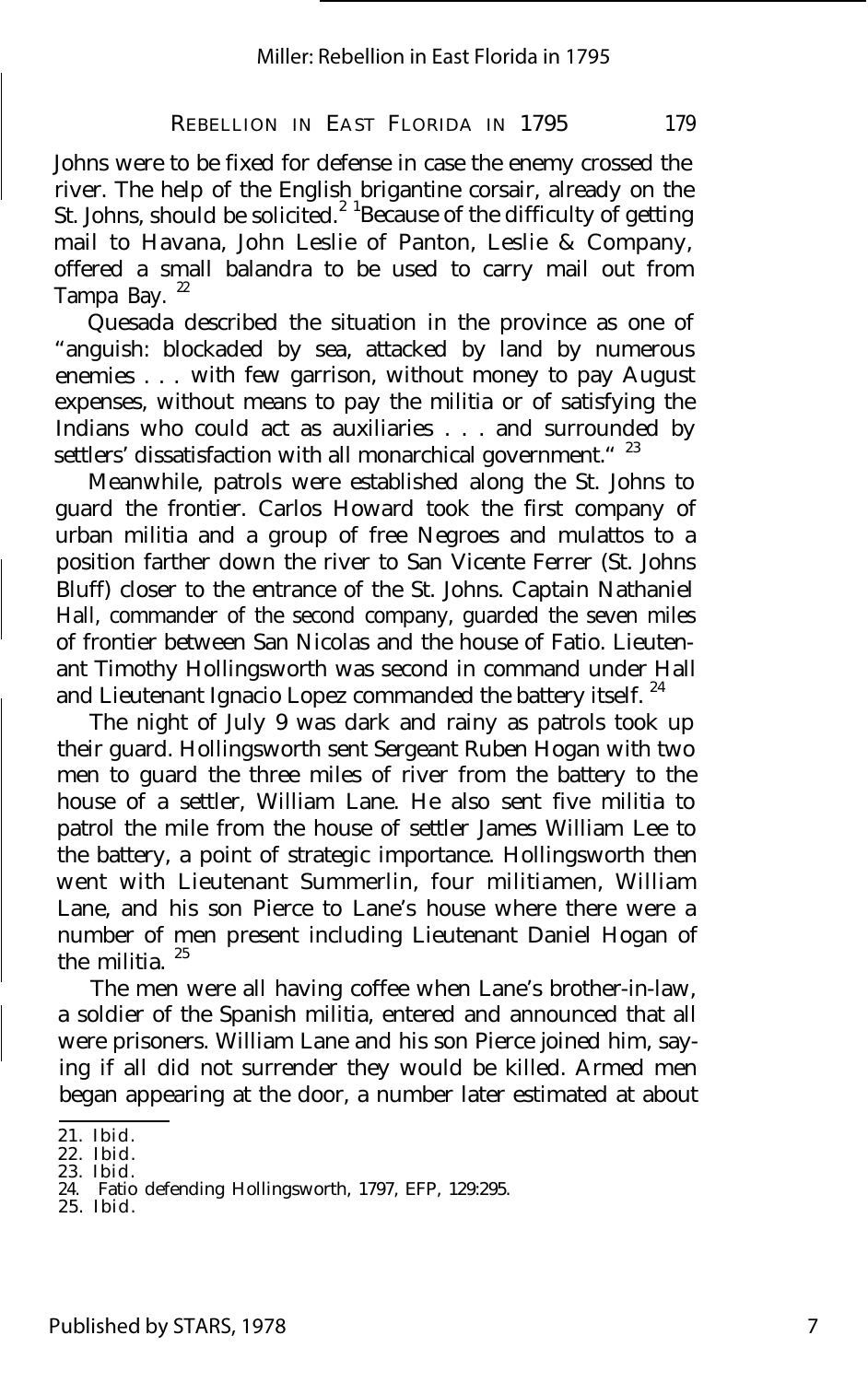Johns were to be fixed for defense in case the enemy crossed the river. The help of the English brigantine corsair, already on the St. Johns, should be solicited.[21] Because of the difficulty of getting mail to Havana, John Leslie of Panton, Leslie & Company, offered a small balandra to be used to carry mail out from Tampa Bay.[22]

Quesada described the situation in the province as one of "anguish: blockaded by sea, attacked by land by numerous enemies . . . with few garrison, without money to pay August expenses, without means to pay the militia or of satisfying the Indians who could act as auxiliaries . . . and surrounded by settlers' dissatisfaction with all monarchical government."[23]

Meanwhile, patrols were established along the St. Johns to guard the frontier. Carlos Howard took the first company of urban militia and a group of free Negroes and mulattos to a position farther down the river to San Vicente Ferrer (St. Johns Bluff) closer to the entrance of the St. Johns. Captain Nathaniel Hall, commander of the second company, guarded the seven miles of frontier between San Nicolas and the house of Fatio. Lieutenant Timothy Hollingsworth was second in command under Hall and Lieutenant Ignacio Lopez commanded the battery itself.[24]

The night of July 9 was dark and rainy as patrols took up their guard. Hollingsworth sent Sergeant Ruben Hogan with two men to guard the three miles of river from the battery to the house of a settler, William Lane. He also sent five militia to patrol the mile from the house of settler James William Lee to the battery, a point of strategic importance. Hollingsworth then went with Lieutenant Summerlin, four militiamen, William Lane, and his son Pierce to Lane's house where there were a number of men present including Lieutenant Daniel Hogan of the militia.[25]

The men were all having coffee when Lane's brother-in-law, a soldier of the Spanish militia, entered and announced that all were prisoners. William Lane and his son Pierce joined him, saying if all did not surrender they would be killed. Armed men began appearing at the door, a number later estimated at about

---

21. Ibid.
22. Ibid.
23. Ibid.
24. Fatio defending Hollingsworth, 1797, EFP, 129:295.
25. Ibid.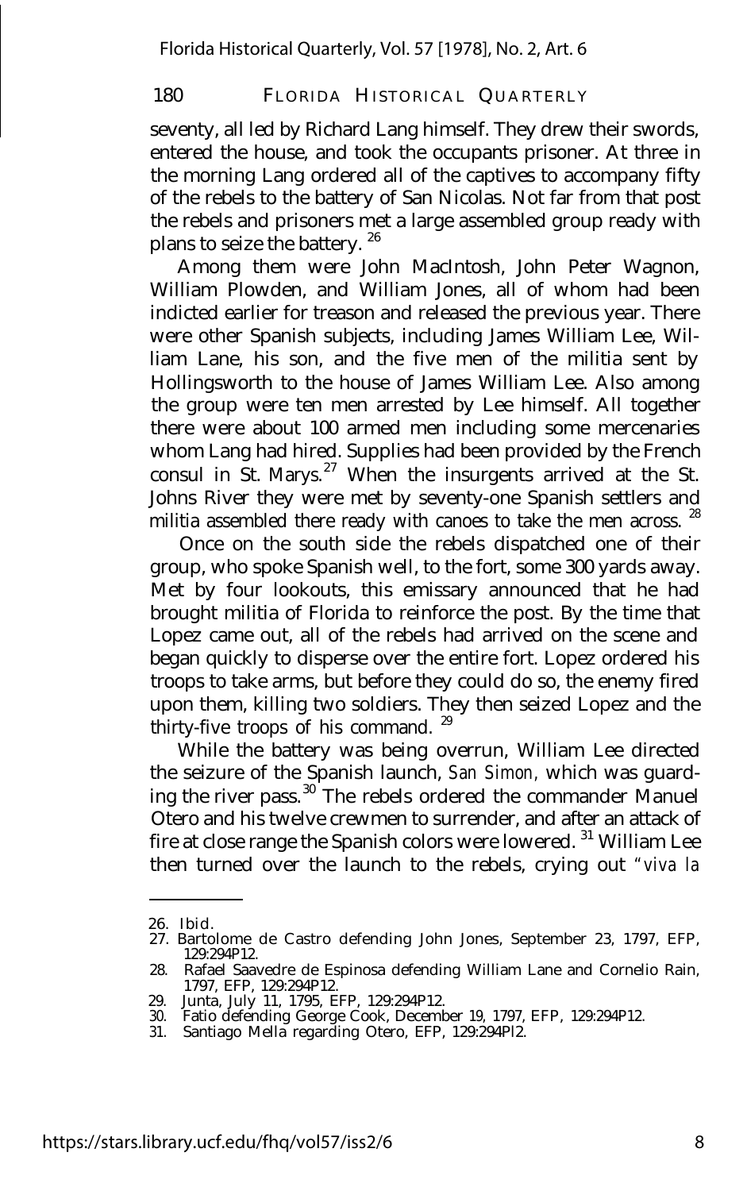seventy, all led by Richard Lang himself. They drew their swords, entered the house, and took the occupants prisoner. At three in the morning Lang ordered all of the captives to accompany fifty of the rebels to the battery of San Nicolas. Not far from that post the rebels and prisoners met a large assembled group ready with plans to seize the battery. [26]

Among them were John MacIntosh, John Peter Wagnon, William Plowden, and William Jones, all of whom had been indicted earlier for treason and released the previous year. There were other Spanish subjects, including James William Lee, William Lane, his son, and the five men of the militia sent by Hollingsworth to the house of James William Lee. Also among the group were ten men arrested by Lee himself. All together there were about 100 armed men including some mercenaries whom Lang had hired. Supplies had been provided by the French consul in St. Marys.[27] When the insurgents arrived at the St. Johns River they were met by seventy-one Spanish settlers and militia assembled there ready with canoes to take the men across. [28]

Once on the south side the rebels dispatched one of their group, who spoke Spanish well, to the fort, some 300 yards away. Met by four lookouts, this emissary announced that he had brought militia of Florida to reinforce the post. By the time that Lopez came out, all of the rebels had arrived on the scene and began quickly to disperse over the entire fort. Lopez ordered his troops to take arms, but before they could do so, the enemy fired upon them, killing two soldiers. They then seized Lopez and the thirty-five troops of his command. [29]

While the battery was being overrun, William Lee directed the seizure of the Spanish launch, *San Simon*, which was guarding the river pass.[30] The rebels ordered the commander Manuel Otero and his twelve crewmen to surrender, and after an attack of fire at close range the Spanish colors were lowered. [31] William Lee then turned over the launch to the rebels, crying out "*viva la*

---

26. Ibid.
27. Bartolome de Castro defending John Jones, September 23, 1797, EFP, 129:294P12.
28. Rafael Saavedre de Espinosa defending William Lane and Cornelio Rain, 1797, EFP, 129:294P12.
29. Junta, July 11, 1795, EFP, 129:294P12.
30. Fatio defending George Cook, December 19, 1797, EFP, 129:294P12.
31. Santiago Mella regarding Otero, EFP, 129:294Pl2.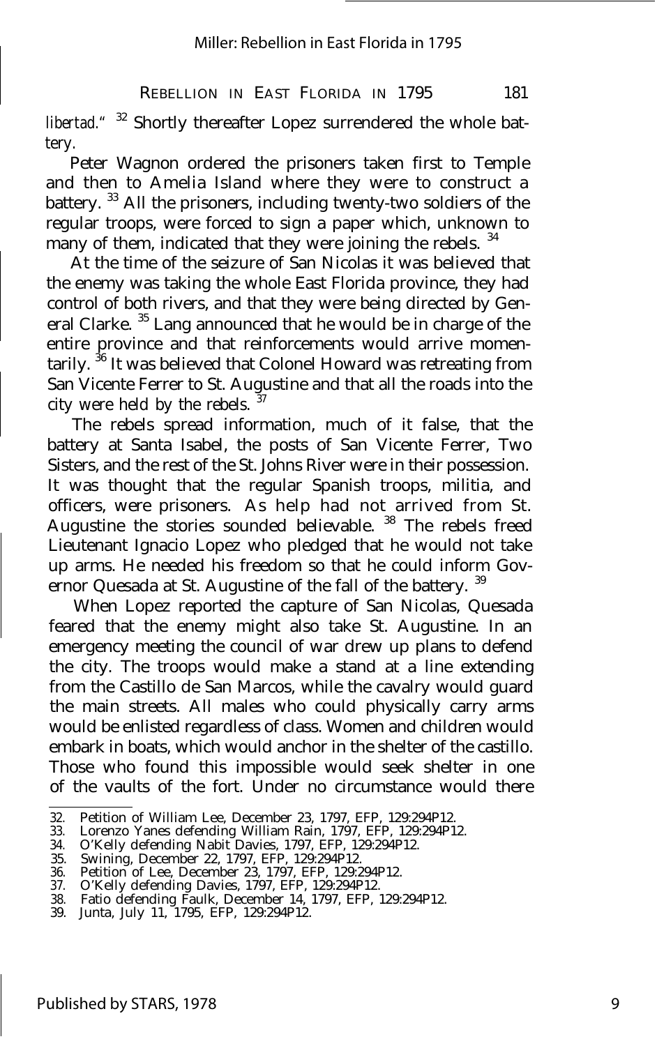*libertad*." [32] Shortly thereafter Lopez surrendered the whole battery.

Peter Wagnon ordered the prisoners taken first to Temple and then to Amelia Island where they were to construct a battery. [33] All the prisoners, including twenty-two soldiers of the regular troops, were forced to sign a paper which, unknown to many of them, indicated that they were joining the rebels. [34]

At the time of the seizure of San Nicolas it was believed that the enemy was taking the whole East Florida province, they had control of both rivers, and that they were being directed by General Clarke. [35] Lang announced that he would be in charge of the entire province and that reinforcements would arrive momentarily. [36] It was believed that Colonel Howard was retreating from San Vicente Ferrer to St. Augustine and that all the roads into the city were held by the rebels. [37]

The rebels spread information, much of it false, that the battery at Santa Isabel, the posts of San Vicente Ferrer, Two Sisters, and the rest of the St. Johns River were in their possession. It was thought that the regular Spanish troops, militia, and officers, were prisoners. As help had not arrived from St. Augustine the stories sounded believable. [38] The rebels freed Lieutenant Ignacio Lopez who pledged that he would not take up arms. He needed his freedom so that he could inform Governor Quesada at St. Augustine of the fall of the battery. [39]

When Lopez reported the capture of San Nicolas, Quesada feared that the enemy might also take St. Augustine. In an emergency meeting the council of war drew up plans to defend the city. The troops would make a stand at a line extending from the Castillo de San Marcos, while the cavalry would guard the main streets. All males who could physically carry arms would be enlisted regardless of class. Women and children would embark in boats, which would anchor in the shelter of the castillo. Those who found this impossible would seek shelter in one of the vaults of the fort. Under no circumstance would there

---

32. Petition of William Lee, December 23, 1797, EFP, 129:294P12.
33. Lorenzo Yanes defending William Rain, 1797, EFP, 129:294P12.
34. O'Kelly defending Nabit Davies, 1797, EFP, 129:294P12.
35. Swining, December 22, 1797, EFP, 129:294P12.
36. Petition of Lee, December 23, 1797, EFP, 129:294P12.
37. O'Kelly defending Davies, 1797, EFP, 129:294P12.
38. Fatio defending Faulk, December 14, 1797, EFP, 129:294P12.
39. Junta, July 11, 1795, EFP, 129:294P12.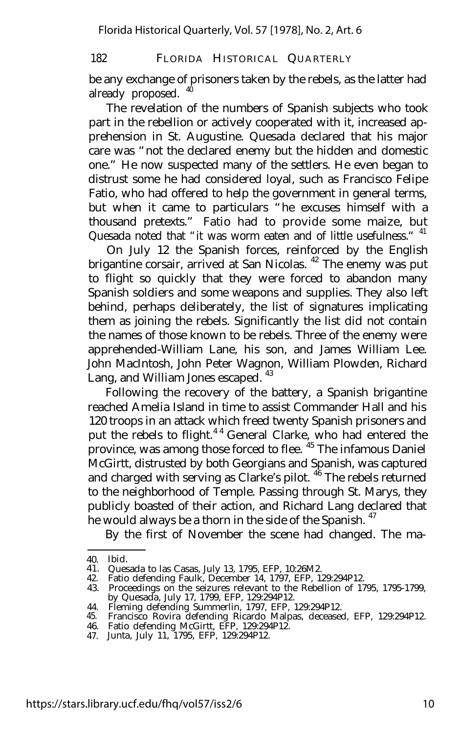be any exchange of prisoners taken by the rebels, as the latter had already proposed. [40]

The revelation of the numbers of Spanish subjects who took part in the rebellion or actively cooperated with it, increased apprehension in St. Augustine. Quesada declared that his major care was "not the declared enemy but the hidden and domestic one." He now suspected many of the settlers. He even began to distrust some he had considered loyal, such as Francisco Felipe Fatio, who had offered to help the government in general terms, but when it came to particulars "he excuses himself with a thousand pretexts." Fatio had to provide some maize, but Quesada noted that "it was worm eaten and of little usefulness." [41]

On July 12 the Spanish forces, reinforced by the English brigantine corsair, arrived at San Nicolas. [42] The enemy was put to flight so quickly that they were forced to abandon many Spanish soldiers and some weapons and supplies. They also left behind, perhaps deliberately, the list of signatures implicating them as joining the rebels. Significantly the list did not contain the names of those known to be rebels. Three of the enemy were apprehended-William Lane, his son, and James William Lee. John MacIntosh, John Peter Wagnon, William Plowden, Richard Lang, and William Jones escaped. [43]

Following the recovery of the battery, a Spanish brigantine reached Amelia Island in time to assist Commander Hall and his 120 troops in an attack which freed twenty Spanish prisoners and put the rebels to flight. [44] General Clarke, who had entered the province, was among those forced to flee. [45] The infamous Daniel McGirtt, distrusted by both Georgians and Spanish, was captured and charged with serving as Clarke's pilot. [46] The rebels returned to the neighborhood of Temple. Passing through St. Marys, they publicly boasted of their action, and Richard Lang declared that he would always be a thorn in the side of the Spanish. [47]

By the first of November the scene had changed. The ma-

---

40. Ibid.
41. Quesada to las Casas, July 13, 1795, EFP, 10:26M2.
42. Fatio defending Faulk, December 14, 1797, EFP, 129:294P12.
43. Proceedings on the seizures relevant to the Rebellion of 1795, 1795-1799, by Quesada, July 17, 1799, EFP, 129:294P12.
44. Fleming defending Summerlin, 1797, EFP, 129:294P12.
45. Francisco Rovira defending Ricardo Malpas, deceased, EFP, 129:294P12.
46. Fatio defending McGirtt, EFP, 129:294P12.
47. Junta, July 11, 1795, EFP, 129:294P12.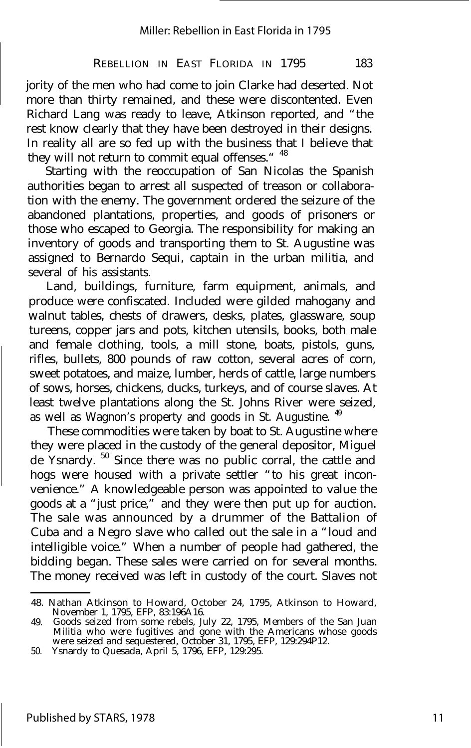jority of the men who had come to join Clarke had deserted. Not more than thirty remained, and these were discontented. Even Richard Lang was ready to leave, Atkinson reported, and "the rest know clearly that they have been destroyed in their designs. In reality all are so fed up with the business that I believe that they will not return to commit equal offenses." [48]

Starting with the reoccupation of San Nicolas the Spanish authorities began to arrest all suspected of treason or collaboration with the enemy. The government ordered the seizure of the abandoned plantations, properties, and goods of prisoners or those who escaped to Georgia. The responsibility for making an inventory of goods and transporting them to St. Augustine was assigned to Bernardo Sequi, captain in the urban militia, and several of his assistants.

Land, buildings, furniture, farm equipment, animals, and produce were confiscated. Included were gilded mahogany and walnut tables, chests of drawers, desks, plates, glassware, soup tureens, copper jars and pots, kitchen utensils, books, both male and female clothing, tools, a mill stone, boats, pistols, guns, rifles, bullets, 800 pounds of raw cotton, several acres of corn, sweet potatoes, and maize, lumber, herds of cattle, large numbers of sows, horses, chickens, ducks, turkeys, and of course slaves. At least twelve plantations along the St. Johns River were seized, as well as Wagnon's property and goods in St. Augustine. [49]

These commodities were taken by boat to St. Augustine where they were placed in the custody of the general depositor, Miguel de Ysnardy. [50] Since there was no public corral, the cattle and hogs were housed with a private settler "to his great inconvenience." A knowledgeable person was appointed to value the goods at a "just price," and they were then put up for auction. The sale was announced by a drummer of the Battalion of Cuba and a Negro slave who called out the sale in a "loud and intelligible voice." When a number of people had gathered, the bidding began. These sales were carried on for several months. The money received was left in custody of the court. Slaves not

---

48. Nathan Atkinson to Howard, October 24, 1795, Atkinson to Howard, November 1, 1795, EFP, 83:196A16.
49. Goods seized from some rebels, July 22, 1795, Members of the San Juan Militia who were fugitives and gone with the Americans whose goods were seized and sequestered, October 31, 1795, EFP, 129:294P12.
50. Ysnardy to Quesada, April 5, 1796, EFP, 129:295.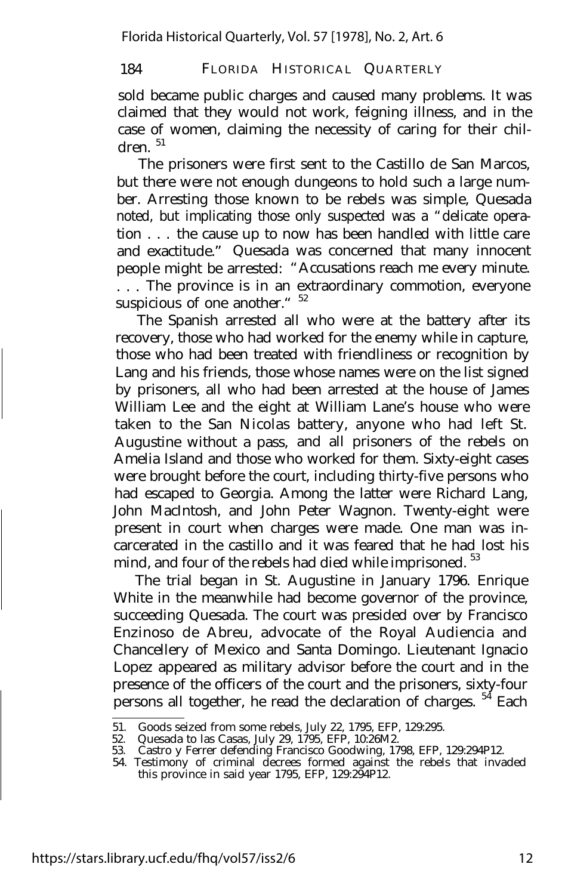sold became public charges and caused many problems. It was claimed that they would not work, feigning illness, and in the case of women, claiming the necessity of caring for their children. [51]

The prisoners were first sent to the Castillo de San Marcos, but there were not enough dungeons to hold such a large number. Arresting those known to be rebels was simple, Quesada noted, but implicating those only suspected was a "delicate operation . . . the cause up to now has been handled with little care and exactitude." Quesada was concerned that many innocent people might be arrested: "Accusations reach me every minute. . . . The province is in an extraordinary commotion, everyone suspicious of one another." [52]

The Spanish arrested all who were at the battery after its recovery, those who had worked for the enemy while in capture, those who had been treated with friendliness or recognition by Lang and his friends, those whose names were on the list signed by prisoners, all who had been arrested at the house of James William Lee and the eight at William Lane's house who were taken to the San Nicolas battery, anyone who had left St. Augustine without a pass, and all prisoners of the rebels on Amelia Island and those who worked for them. Sixty-eight cases were brought before the court, including thirty-five persons who had escaped to Georgia. Among the latter were Richard Lang, John MacIntosh, and John Peter Wagnon. Twenty-eight were present in court when charges were made. One man was incarcerated in the castillo and it was feared that he had lost his mind, and four of the rebels had died while imprisoned. [53]

The trial began in St. Augustine in January 1796. Enrique White in the meanwhile had become governor of the province, succeeding Quesada. The court was presided over by Francisco Enzinoso de Abreu, advocate of the Royal Audiencia and Chancellery of Mexico and Santa Domingo. Lieutenant Ignacio Lopez appeared as military advisor before the court and in the presence of the officers of the court and the prisoners, sixty-four persons all together, he read the declaration of charges. [54] Each

---

51. Goods seized from some rebels, July 22, 1795, EFP, 129:295.
52. Quesada to las Casas, July 29, 1795, EFP, 10:26M2.
53. Castro y Ferrer defending Francisco Goodwing, 1798, EFP, 129:294P12.
54. Testimony of criminal decrees formed against the rebels that invaded this province in said year 1795, EFP, 129:294P12.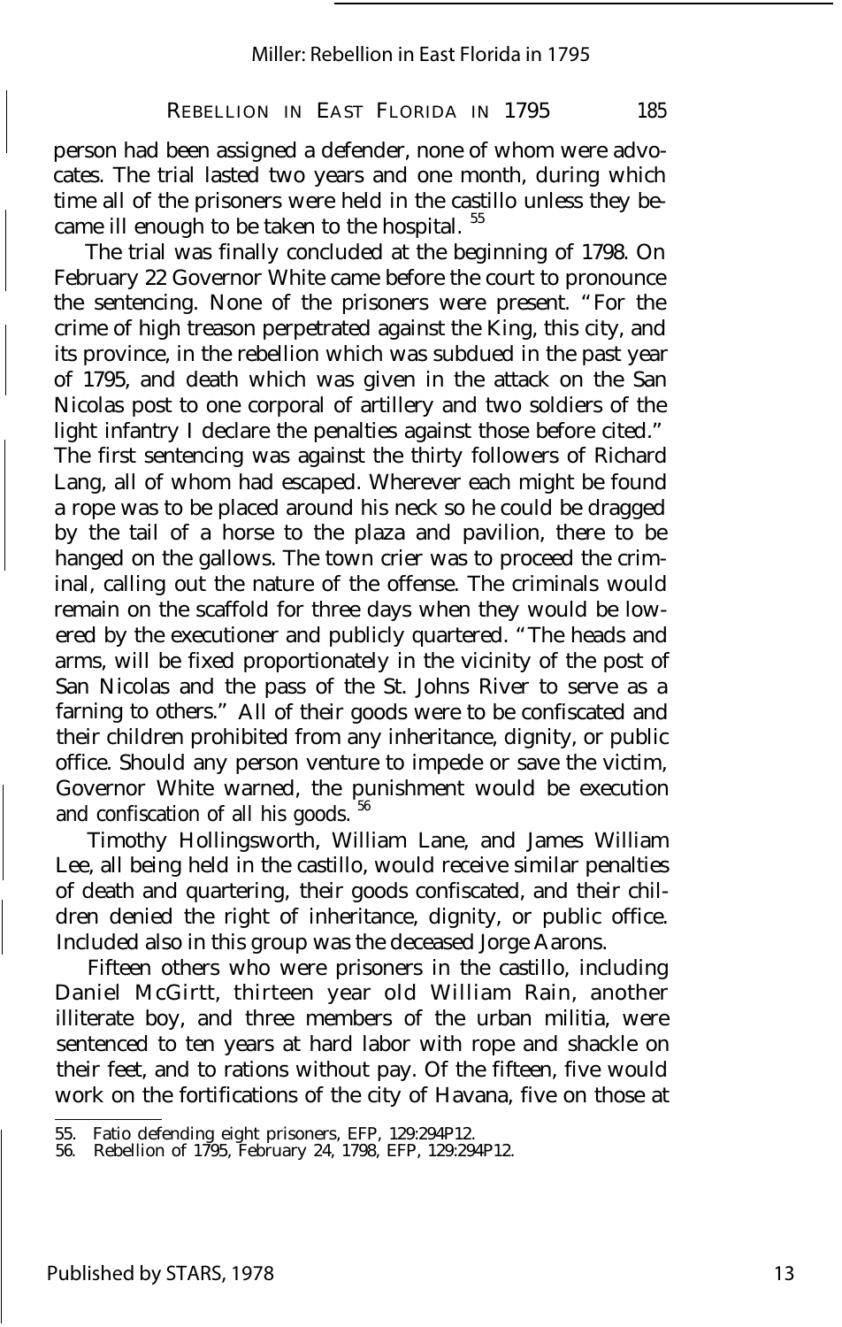person had been assigned a defender, none of whom were advocates. The trial lasted two years and one month, during which time all of the prisoners were held in the castillo unless they became ill enough to be taken to the hospital. [55]

The trial was finally concluded at the beginning of 1798. On February 22 Governor White came before the court to pronounce the sentencing. None of the prisoners were present. "For the crime of high treason perpetrated against the King, this city, and its province, in the rebellion which was subdued in the past year of 1795, and death which was given in the attack on the San Nicolas post to one corporal of artillery and two soldiers of the light infantry I declare the penalties against those before cited." The first sentencing was against the thirty followers of Richard Lang, all of whom had escaped. Wherever each might be found a rope was to be placed around his neck so he could be dragged by the tail of a horse to the plaza and pavilion, there to be hanged on the gallows. The town crier was to proceed the criminal, calling out the nature of the offense. The criminals would remain on the scaffold for three days when they would be lowered by the executioner and publicly quartered. "The heads and arms, will be fixed proportionately in the vicinity of the post of San Nicolas and the pass of the St. Johns River to serve as a farning to others." All of their goods were to be confiscated and their children prohibited from any inheritance, dignity, or public office. Should any person venture to impede or save the victim, Governor White warned, the punishment would be execution and confiscation of all his goods. [56]

Timothy Hollingsworth, William Lane, and James William Lee, all being held in the castillo, would receive similar penalties of death and quartering, their goods confiscated, and their children denied the right of inheritance, dignity, or public office. Included also in this group was the deceased Jorge Aarons.

Fifteen others who were prisoners in the castillo, including Daniel McGirtt, thirteen year old William Rain, another illiterate boy, and three members of the urban militia, were sentenced to ten years at hard labor with rope and shackle on their feet, and to rations without pay. Of the fifteen, five would work on the fortifications of the city of Havana, five on those at

---

55. Fatio defending eight prisoners, EFP, 129:294P12.
56. Rebellion of 1795, February 24, 1798, EFP, 129:294P12.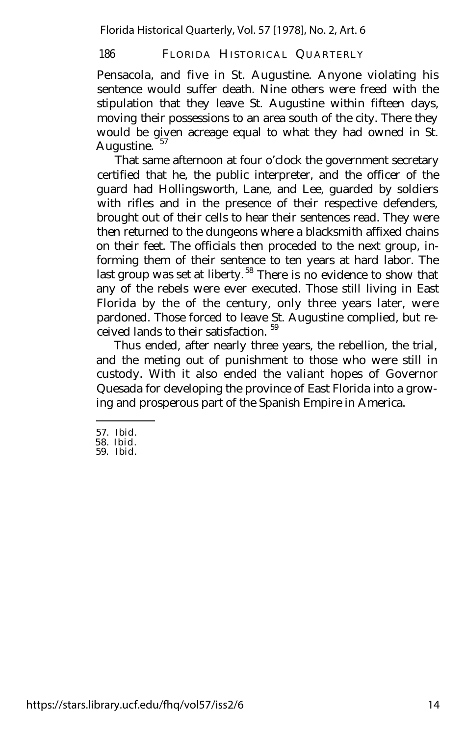Pensacola, and five in St. Augustine. Anyone violating his sentence would suffer death. Nine others were freed with the stipulation that they leave St. Augustine within fifteen days, moving their possessions to an area south of the city. There they would be given acreage equal to what they had owned in St. Augustine.[57]

That same afternoon at four o'clock the government secretary certified that he, the public interpreter, and the officer of the guard had Hollingsworth, Lane, and Lee, guarded by soldiers with rifles and in the presence of their respective defenders, brought out of their cells to hear their sentences read. They were then returned to the dungeons where a blacksmith affixed chains on their feet. The officials then proceeded to the next group, informing them of their sentence to ten years at hard labor. The last group was set at liberty.[58] There is no evidence to show that any of the rebels were ever executed. Those still living in East Florida by the of the century, only three years later, were pardoned. Those forced to leave St. Augustine complied, but received lands to their satisfaction.[59]

Thus ended, after nearly three years, the rebellion, the trial, and the meting out of punishment to those who were still in custody. With it also ended the valiant hopes of Governor Quesada for developing the province of East Florida into a growing and prosperous part of the Spanish Empire in America.

---

57. *Ibid.*
58. *Ibid.*
59. *Ibid.*